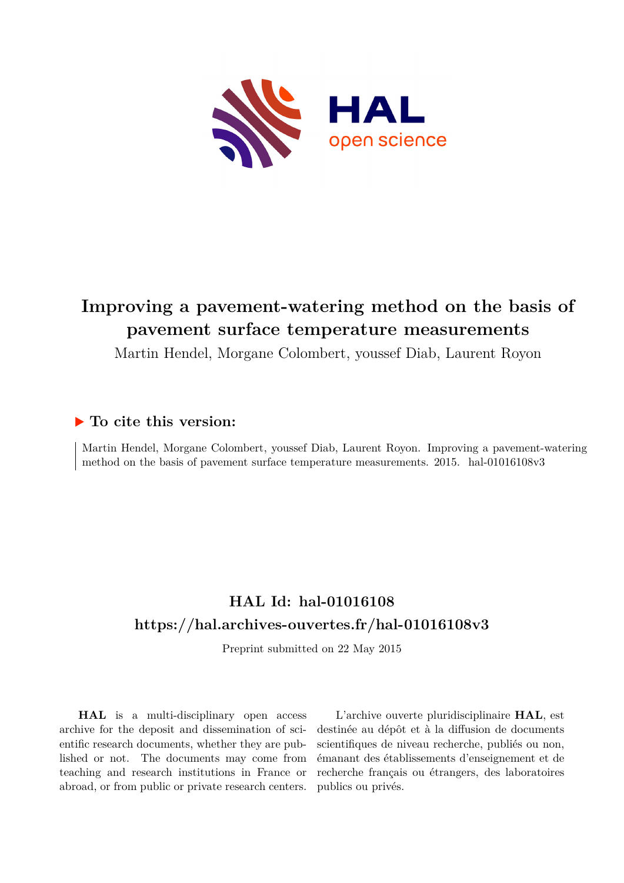# Improving a pavement-watering method on the basis of pavement surface temperature measurements

Martin Hendel, Morgane Colombert, youssef Diab, Laurent Royon

## ▶ To cite this version:

Martin Hendel, Morgane Colombert, youssef Diab, Laurent Royon. Improving a pavement-watering method on the basis of pavement surface temperature measurements. 2015. hal-01016108v3

## HAL Id: hal-01016108

## https://hal.archives-ouvertes.fr/hal-01016108v3

Preprint submitted on 22 May 2015

**HAL** is a multi-disciplinary open access archive for the deposit and dissemination of scientific research documents, whether they are published or not. The documents may come from teaching and research institutions in France or abroad, or from public or private research centers.

L'archive ouverte pluridisciplinaire **HAL**, est destinée au dépôt et à la diffusion de documents scientifiques de niveau recherche, publiés ou non, émanant des établissements d'enseignement et de recherche français ou étrangers, des laboratoires publics ou privés.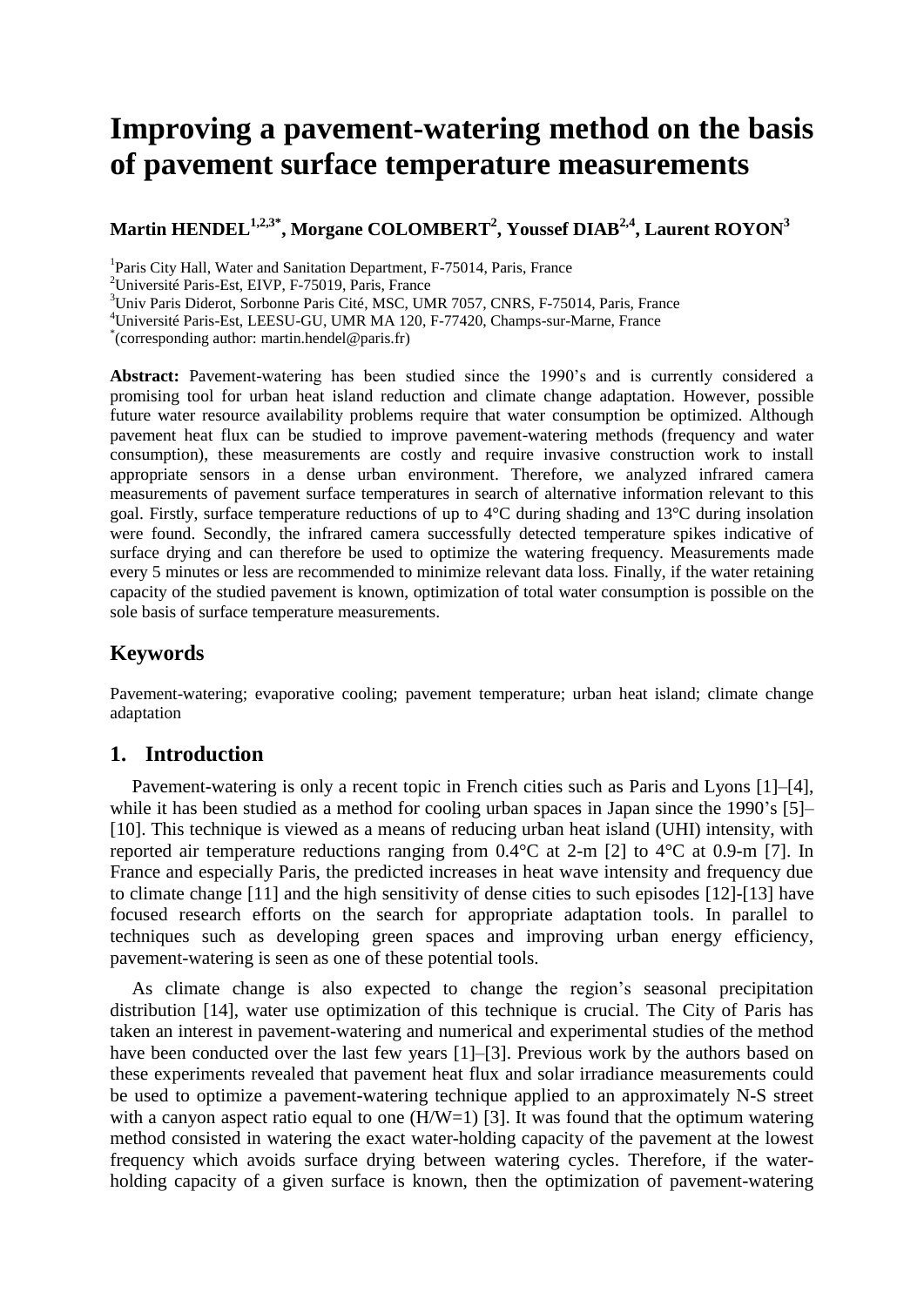# Improving a pavement-watering method on the basis of pavement surface temperature measurements

**Martin HENDEL[1,2,3*], Morgane COLOMBERT[2], Youssef DIAB[2,4], Laurent ROYON[3]**

[1]Paris City Hall, Water and Sanitation Department, F-75014, Paris, France

[2]Université Paris-Est, EIVP, F-75019, Paris, France

[3]Univ Paris Diderot, Sorbonne Paris Cité, MSC, UMR 7057, CNRS, F-75014, Paris, France

[4]Université Paris-Est, LEESU-GU, UMR MA 120, F-77420, Champs-sur-Marne, France

[*](corresponding author: martin.hendel@paris.fr)

**Abstract:** Pavement-watering has been studied since the 1990's and is currently considered a promising tool for urban heat island reduction and climate change adaptation. However, possible future water resource availability problems require that water consumption be optimized. Although pavement heat flux can be studied to improve pavement-watering methods (frequency and water consumption), these measurements are costly and require invasive construction work to install appropriate sensors in a dense urban environment. Therefore, we analyzed infrared camera measurements of pavement surface temperatures in search of alternative information relevant to this goal. Firstly, surface temperature reductions of up to 4°C during shading and 13°C during insolation were found. Secondly, the infrared camera successfully detected temperature spikes indicative of surface drying and can therefore be used to optimize the watering frequency. Measurements made every 5 minutes or less are recommended to minimize relevant data loss. Finally, if the water retaining capacity of the studied pavement is known, optimization of total water consumption is possible on the sole basis of surface temperature measurements.

## Keywords

Pavement-watering; evaporative cooling; pavement temperature; urban heat island; climate change adaptation

## 1. Introduction

Pavement-watering is only a recent topic in French cities such as Paris and Lyons [1]–[4], while it has been studied as a method for cooling urban spaces in Japan since the 1990's [5]–[10]. This technique is viewed as a means of reducing urban heat island (UHI) intensity, with reported air temperature reductions ranging from 0.4°C at 2-m [2] to 4°C at 0.9-m [7]. In France and especially Paris, the predicted increases in heat wave intensity and frequency due to climate change [11] and the high sensitivity of dense cities to such episodes [12]-[13] have focused research efforts on the search for appropriate adaptation tools. In parallel to techniques such as developing green spaces and improving urban energy efficiency, pavement-watering is seen as one of these potential tools.

As climate change is also expected to change the region's seasonal precipitation distribution [14], water use optimization of this technique is crucial. The City of Paris has taken an interest in pavement-watering and numerical and experimental studies of the method have been conducted over the last few years [1]–[3]. Previous work by the authors based on these experiments revealed that pavement heat flux and solar irradiance measurements could be used to optimize a pavement-watering technique applied to an approximately N-S street with a canyon aspect ratio equal to one (H/W=1) [3]. It was found that the optimum watering method consisted in watering the exact water-holding capacity of the pavement at the lowest frequency which avoids surface drying between watering cycles. Therefore, if the water-holding capacity of a given surface is known, then the optimization of pavement-watering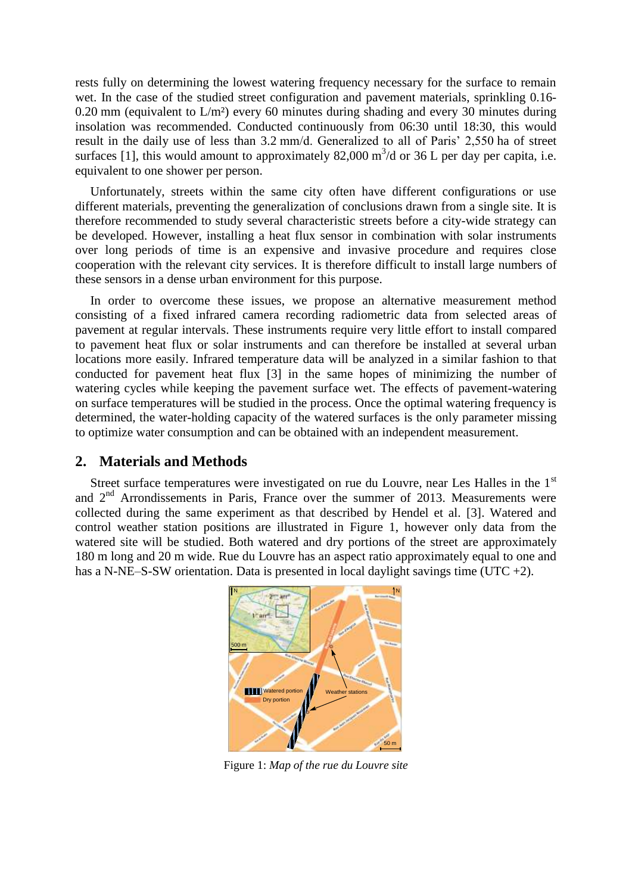rests fully on determining the lowest watering frequency necessary for the surface to remain wet. In the case of the studied street configuration and pavement materials, sprinkling 0.16-0.20 mm (equivalent to L/m²) every 60 minutes during shading and every 30 minutes during insolation was recommended. Conducted continuously from 06:30 until 18:30, this would result in the daily use of less than 3.2 mm/d. Generalized to all of Paris' 2,550 ha of street surfaces [1], this would amount to approximately 82,000 $m^3$/d or 36 L per day per capita, i.e. equivalent to one shower per person.

Unfortunately, streets within the same city often have different configurations or use different materials, preventing the generalization of conclusions drawn from a single site. It is therefore recommended to study several characteristic streets before a city-wide strategy can be developed. However, installing a heat flux sensor in combination with solar instruments over long periods of time is an expensive and invasive procedure and requires close cooperation with the relevant city services. It is therefore difficult to install large numbers of these sensors in a dense urban environment for this purpose.

In order to overcome these issues, we propose an alternative measurement method consisting of a fixed infrared camera recording radiometric data from selected areas of pavement at regular intervals. These instruments require very little effort to install compared to pavement heat flux or solar instruments and can therefore be installed at several urban locations more easily. Infrared temperature data will be analyzed in a similar fashion to that conducted for pavement heat flux [3] in the same hopes of minimizing the number of watering cycles while keeping the pavement surface wet. The effects of pavement-watering on surface temperatures will be studied in the process. Once the optimal watering frequency is determined, the water-holding capacity of the watered surfaces is the only parameter missing to optimize water consumption and can be obtained with an independent measurement.

## 2. Materials and Methods

Street surface temperatures were investigated on rue du Louvre, near Les Halles in the 1st and 2nd Arrondissements in Paris, France over the summer of 2013. Measurements were collected during the same experiment as that described by Hendel et al. [3]. Watered and control weather station positions are illustrated in Figure 1, however only data from the watered site will be studied. Both watered and dry portions of the street are approximately 180 m long and 20 m wide. Rue du Louvre has an aspect ratio approximately equal to one and has a N-NE–S-SW orientation. Data is presented in local daylight savings time (UTC +2).

N
2ème arr.
1er arr.
500 m
N
Watered portion
Dry portion
Weather stations
50 m

Figure 1: *Map of the rue du Louvre site*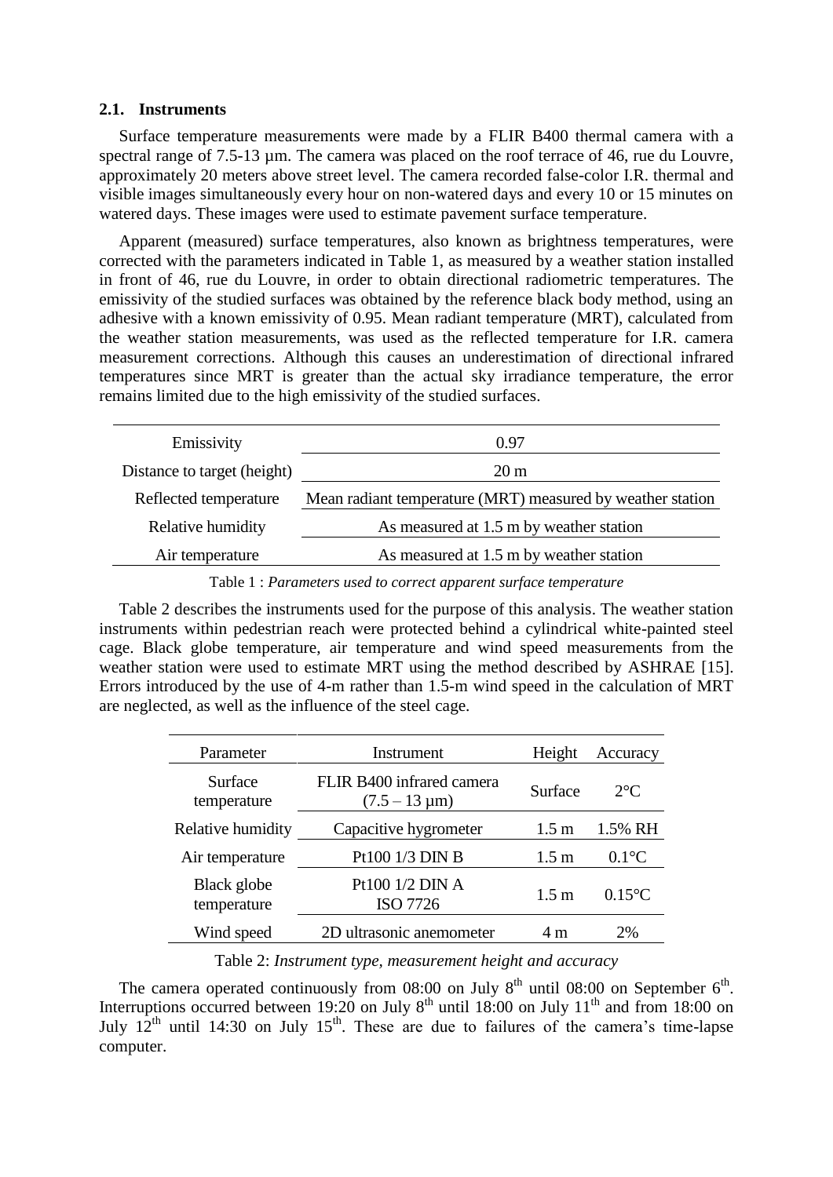### 2.1. Instruments

Surface temperature measurements were made by a FLIR B400 thermal camera with a spectral range of 7.5-13 µm. The camera was placed on the roof terrace of 46, rue du Louvre, approximately 20 meters above street level. The camera recorded false-color I.R. thermal and visible images simultaneously every hour on non-watered days and every 10 or 15 minutes on watered days. These images were used to estimate pavement surface temperature.

Apparent (measured) surface temperatures, also known as brightness temperatures, were corrected with the parameters indicated in Table 1, as measured by a weather station installed in front of 46, rue du Louvre, in order to obtain directional radiometric temperatures. The emissivity of the studied surfaces was obtained by the reference black body method, using an adhesive with a known emissivity of 0.95. Mean radiant temperature (MRT), calculated from the weather station measurements, was used as the reflected temperature for I.R. camera measurement corrections. Although this causes an underestimation of directional infrared temperatures since MRT is greater than the actual sky irradiance temperature, the error remains limited due to the high emissivity of the studied surfaces.

| | |
|---|---|
| Emissivity | 0.97 |
| Distance to target (height) | 20 m |
| Reflected temperature | Mean radiant temperature (MRT) measured by weather station |
| Relative humidity | As measured at 1.5 m by weather station |
| Air temperature | As measured at 1.5 m by weather station |

Table 1 : *Parameters used to correct apparent surface temperature*

Table 2 describes the instruments used for the purpose of this analysis. The weather station instruments within pedestrian reach were protected behind a cylindrical white-painted steel cage. Black globe temperature, air temperature and wind speed measurements from the weather station were used to estimate MRT using the method described by ASHRAE [15]. Errors introduced by the use of 4-m rather than 1.5-m wind speed in the calculation of MRT are neglected, as well as the influence of the steel cage.

| Parameter | Instrument | Height | Accuracy |
|---|---|---|---|
| Surface temperature | FLIR B400 infrared camera (7.5 – 13 µm) | Surface | 2°C |
| Relative humidity | Capacitive hygrometer | 1.5 m | 1.5% RH |
| Air temperature | Pt100 1/3 DIN B | 1.5 m | 0.1°C |
| Black globe temperature | Pt100 1/2 DIN A ISO 7726 | 1.5 m | 0.15°C |
| Wind speed | 2D ultrasonic anemometer | 4 m | 2% |

Table 2: *Instrument type, measurement height and accuracy*

The camera operated continuously from 08:00 on July 8th until 08:00 on September 6th. Interruptions occurred between 19:20 on July 8th until 18:00 on July 11th and from 18:00 on July 12th until 14:30 on July 15th. These are due to failures of the camera's time-lapse computer.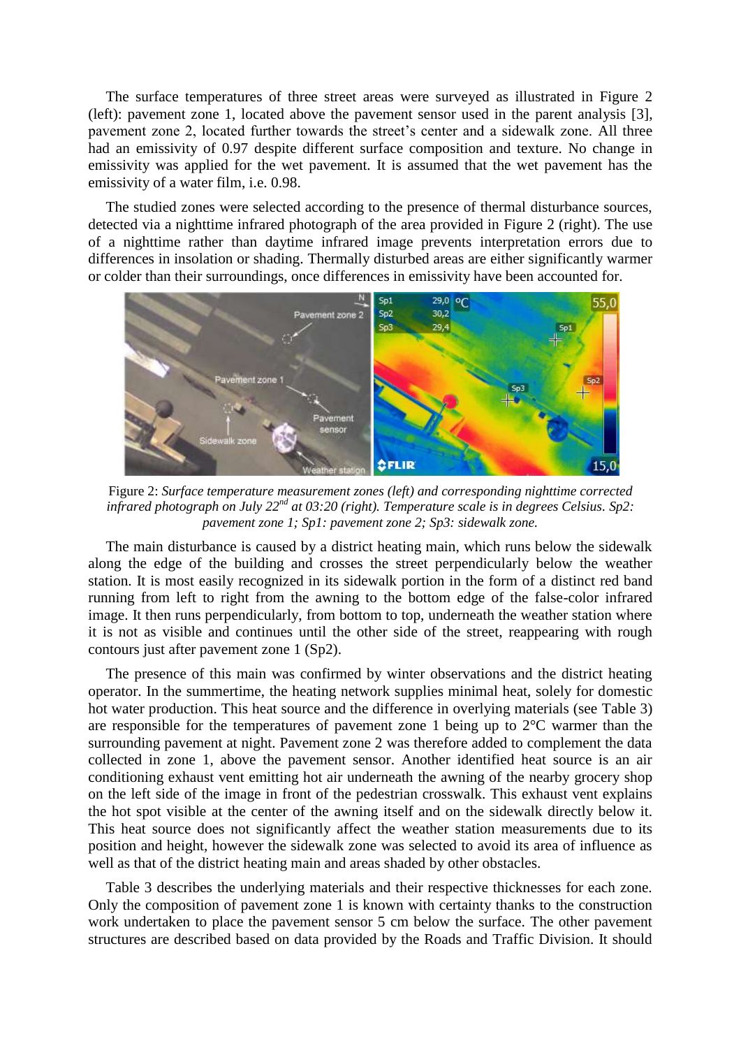The surface temperatures of three street areas were surveyed as illustrated in Figure 2 (left): pavement zone 1, located above the pavement sensor used in the parent analysis [3], pavement zone 2, located further towards the street's center and a sidewalk zone. All three had an emissivity of 0.97 despite different surface composition and texture. No change in emissivity was applied for the wet pavement. It is assumed that the wet pavement has the emissivity of a water film, i.e. 0.98.

The studied zones were selected according to the presence of thermal disturbance sources, detected via a nighttime infrared photograph of the area provided in Figure 2 (right). The use of a nighttime rather than daytime infrared image prevents interpretation errors due to differences in insolation or shading. Thermally disturbed areas are either significantly warmer or colder than their surroundings, once differences in emissivity have been accounted for.

N
Pavement zone 2
Pavement zone 1
Pavement sensor
Sidewalk zone
Weather station

Sp1 29,0 °C
Sp2 30,2
Sp3 29,4
55,0
Sp1
Sp3
Sp2
FLIR
15,0

Figure 2: *Surface temperature measurement zones (left) and corresponding nighttime corrected infrared photograph on July 22nd at 03:20 (right). Temperature scale is in degrees Celsius. Sp2: pavement zone 1; Sp1: pavement zone 2; Sp3: sidewalk zone.*

The main disturbance is caused by a district heating main, which runs below the sidewalk along the edge of the building and crosses the street perpendicularly below the weather station. It is most easily recognized in its sidewalk portion in the form of a distinct red band running from left to right from the awning to the bottom edge of the false-color infrared image. It then runs perpendicularly, from bottom to top, underneath the weather station where it is not as visible and continues until the other side of the street, reappearing with rough contours just after pavement zone 1 (Sp2).

The presence of this main was confirmed by winter observations and the district heating operator. In the summertime, the heating network supplies minimal heat, solely for domestic hot water production. This heat source and the difference in overlying materials (see Table 3) are responsible for the temperatures of pavement zone 1 being up to 2°C warmer than the surrounding pavement at night. Pavement zone 2 was therefore added to complement the data collected in zone 1, above the pavement sensor. Another identified heat source is an air conditioning exhaust vent emitting hot air underneath the awning of the nearby grocery shop on the left side of the image in front of the pedestrian crosswalk. This exhaust vent explains the hot spot visible at the center of the awning itself and on the sidewalk directly below it. This heat source does not significantly affect the weather station measurements due to its position and height, however the sidewalk zone was selected to avoid its area of influence as well as that of the district heating main and areas shaded by other obstacles.

Table 3 describes the underlying materials and their respective thicknesses for each zone. Only the composition of pavement zone 1 is known with certainty thanks to the construction work undertaken to place the pavement sensor 5 cm below the surface. The other pavement structures are described based on data provided by the Roads and Traffic Division. It should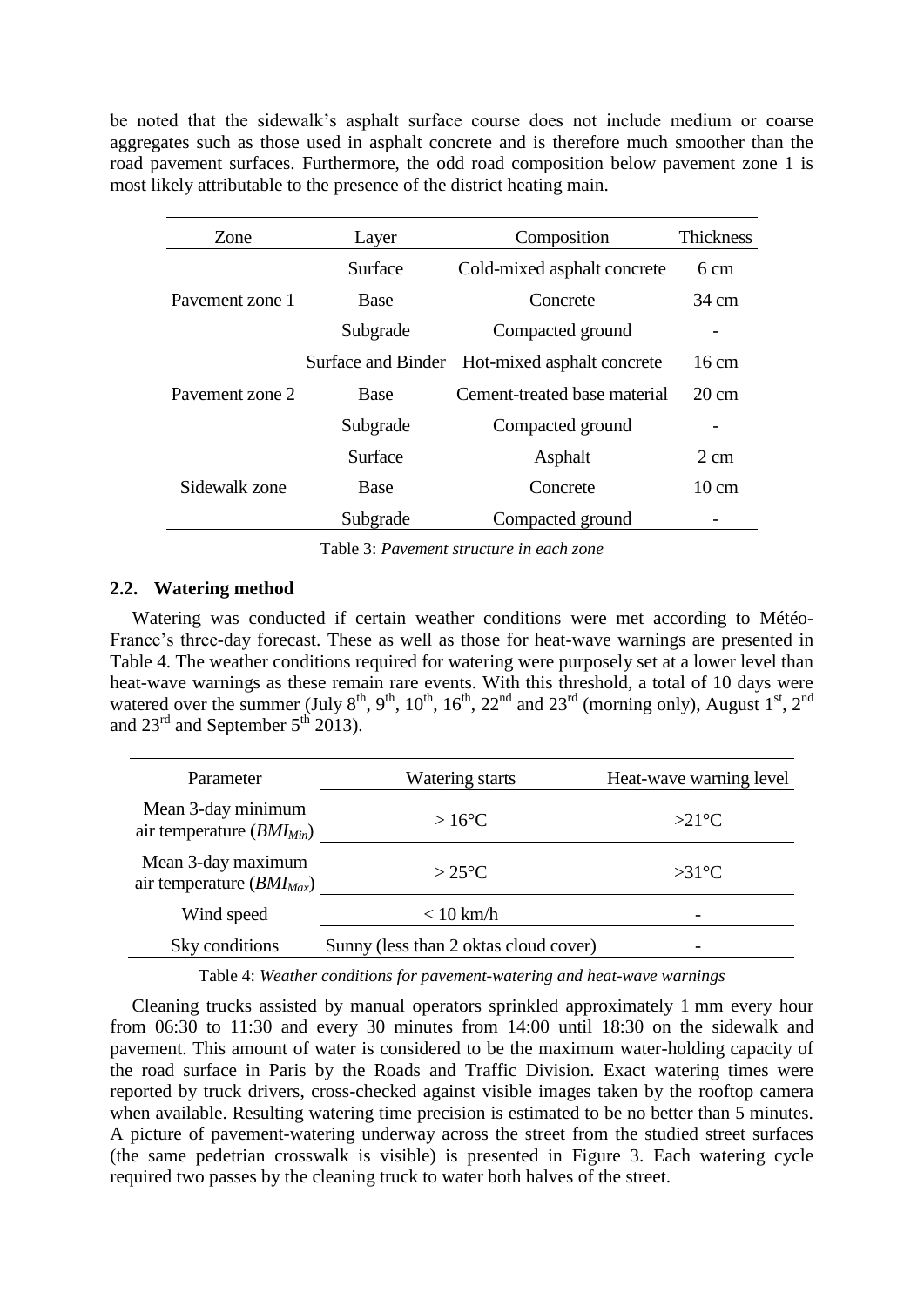be noted that the sidewalk's asphalt surface course does not include medium or coarse aggregates such as those used in asphalt concrete and is therefore much smoother than the road pavement surfaces. Furthermore, the odd road composition below pavement zone 1 is most likely attributable to the presence of the district heating main.

| Zone | Layer | Composition | Thickness |
|---|---|---|---|
| Pavement zone 1 | Surface | Cold-mixed asphalt concrete | 6 cm |
| | Base | Concrete | 34 cm |
| | Subgrade | Compacted ground | - |
| Pavement zone 2 | Surface and Binder | Hot-mixed asphalt concrete | 16 cm |
| | Base | Cement-treated base material | 20 cm |
| | Subgrade | Compacted ground | - |
| Sidewalk zone | Surface | Asphalt | 2 cm |
| | Base | Concrete | 10 cm |
| | Subgrade | Compacted ground | - |

Table 3: *Pavement structure in each zone*

### 2.2. Watering method

Watering was conducted if certain weather conditions were met according to Météo-France's three-day forecast. These as well as those for heat-wave warnings are presented in Table 4. The weather conditions required for watering were purposely set at a lower level than heat-wave warnings as these remain rare events. With this threshold, a total of 10 days were watered over the summer (July 8th, 9th, 10th, 16th, 22nd and 23rd (morning only), August 1st, 2nd and 23rd and September 5th 2013).

| Parameter | Watering starts | Heat-wave warning level |
|---|---|---|
| Mean 3-day minimum air temperature ($BMI_{Min}$) | > 16°C | >21°C |
| Mean 3-day maximum air temperature ($BMI_{Max}$) | > 25°C | >31°C |
| Wind speed | < 10 km/h | - |
| Sky conditions | Sunny (less than 2 oktas cloud cover) | - |

Table 4: *Weather conditions for pavement-watering and heat-wave warnings*

Cleaning trucks assisted by manual operators sprinkled approximately 1 mm every hour from 06:30 to 11:30 and every 30 minutes from 14:00 until 18:30 on the sidewalk and pavement. This amount of water is considered to be the maximum water-holding capacity of the road surface in Paris by the Roads and Traffic Division. Exact watering times were reported by truck drivers, cross-checked against visible images taken by the rooftop camera when available. Resulting watering time precision is estimated to be no better than 5 minutes. A picture of pavement-watering underway across the street from the studied street surfaces (the same pedetrian crosswalk is visible) is presented in Figure 3. Each watering cycle required two passes by the cleaning truck to water both halves of the street.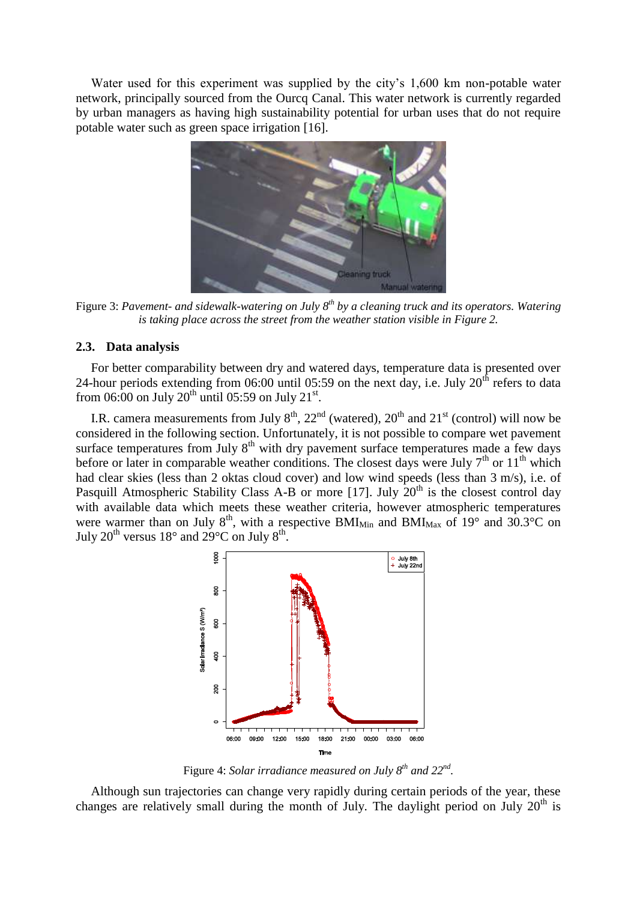Water used for this experiment was supplied by the city's 1,600 km non-potable water network, principally sourced from the Ourcq Canal. This water network is currently regarded by urban managers as having high sustainability potential for urban uses that do not require potable water such as green space irrigation [16].

Cleaning truck

Manual watering

Figure 3: *Pavement- and sidewalk-watering on July 8th by a cleaning truck and its operators. Watering is taking place across the street from the weather station visible in Figure 2.*

### 2.3. Data analysis

For better comparability between dry and watered days, temperature data is presented over 24-hour periods extending from 06:00 until 05:59 on the next day, i.e. July 20th refers to data from 06:00 on July 20th until 05:59 on July 21st.

I.R. camera measurements from July 8th, 22nd (watered), 20th and 21st (control) will now be considered in the following section. Unfortunately, it is not possible to compare wet pavement surface temperatures from July 8th with dry pavement surface temperatures made a few days before or later in comparable weather conditions. The closest days were July 7th or 11th which had clear skies (less than 2 oktas cloud cover) and low wind speeds (less than 3 m/s), i.e. of Pasquill Atmospheric Stability Class A-B or more [17]. July 20th is the closest control day with available data which meets these weather criteria, however atmospheric temperatures were warmer than on July 8th, with a respective $BMI_{Min}$ and $BMI_{Max}$ of 19° and 30.3°C on July 20th versus 18° and 29°C on July 8th.

July 8th
July 22nd

Solar Irradiance S (W/m²)

0
200
400
600
800
1000

06:00
09:00
12:00
15:00
18:00
21:00
00:00
03:00
06:00

Time

Figure 4: *Solar irradiance measured on July 8th and 22nd.*

Although sun trajectories can change very rapidly during certain periods of the year, these changes are relatively small during the month of July. The daylight period on July 20th is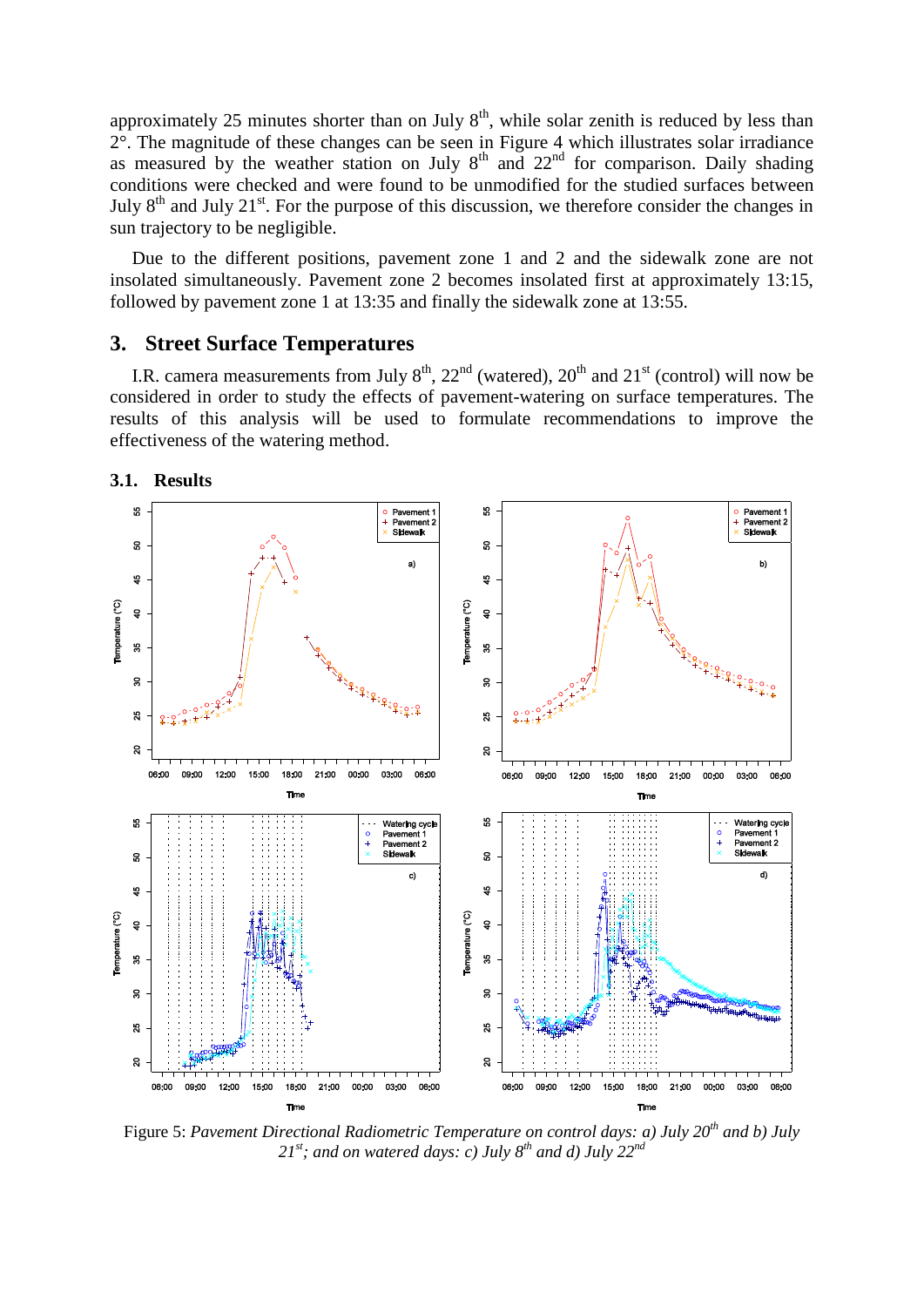approximately 25 minutes shorter than on July 8th, while solar zenith is reduced by less than 2°. The magnitude of these changes can be seen in Figure 4 which illustrates solar irradiance as measured by the weather station on July 8th and 22nd for comparison. Daily shading conditions were checked and were found to be unmodified for the studied surfaces between July 8th and July 21st. For the purpose of this discussion, we therefore consider the changes in sun trajectory to be negligible.

Due to the different positions, pavement zone 1 and 2 and the sidewalk zone are not insolated simultaneously. Pavement zone 2 becomes insolated first at approximately 13:15, followed by pavement zone 1 at 13:35 and finally the sidewalk zone at 13:55.

## 3. Street Surface Temperatures

I.R. camera measurements from July 8th, 22nd (watered), 20th and 21st (control) will now be considered in order to study the effects of pavement-watering on surface temperatures. The results of this analysis will be used to formulate recommendations to improve the effectiveness of the watering method.

### 3.1. Results

a)
Pavement 1
Pavement 2
Sidewalk
Temperature (°C)
20 25 30 35 40 45 50 55
06:00 09:00 12:00 15:00 18:00 21:00 00:00 03:00 06:00
Time

b)
Pavement 1
Pavement 2
Sidewalk
Temperature (°C)
20 25 30 35 40 45 50 55
06:00 09:00 12:00 15:00 18:00 21:00 00:00 03:00 06:00
Time

c)
Watering cycle
Pavement 1
Pavement 2
Sidewalk
Temperature (°C)
20 25 30 35 40 45 50 55
06:00 09:00 12:00 15:00 18:00 21:00 00:00 03:00 06:00
Time

d)
Watering cycle
Pavement 1
Pavement 2
Sidewalk
Temperature (°C)
20 25 30 35 40 45 50 55
06:00 09:00 12:00 15:00 18:00 21:00 00:00 03:00 06:00
Time

Figure 5: *Pavement Directional Radiometric Temperature on control days: a) July 20th and b) July 21st; and on watered days: c) July 8th and d) July 22nd*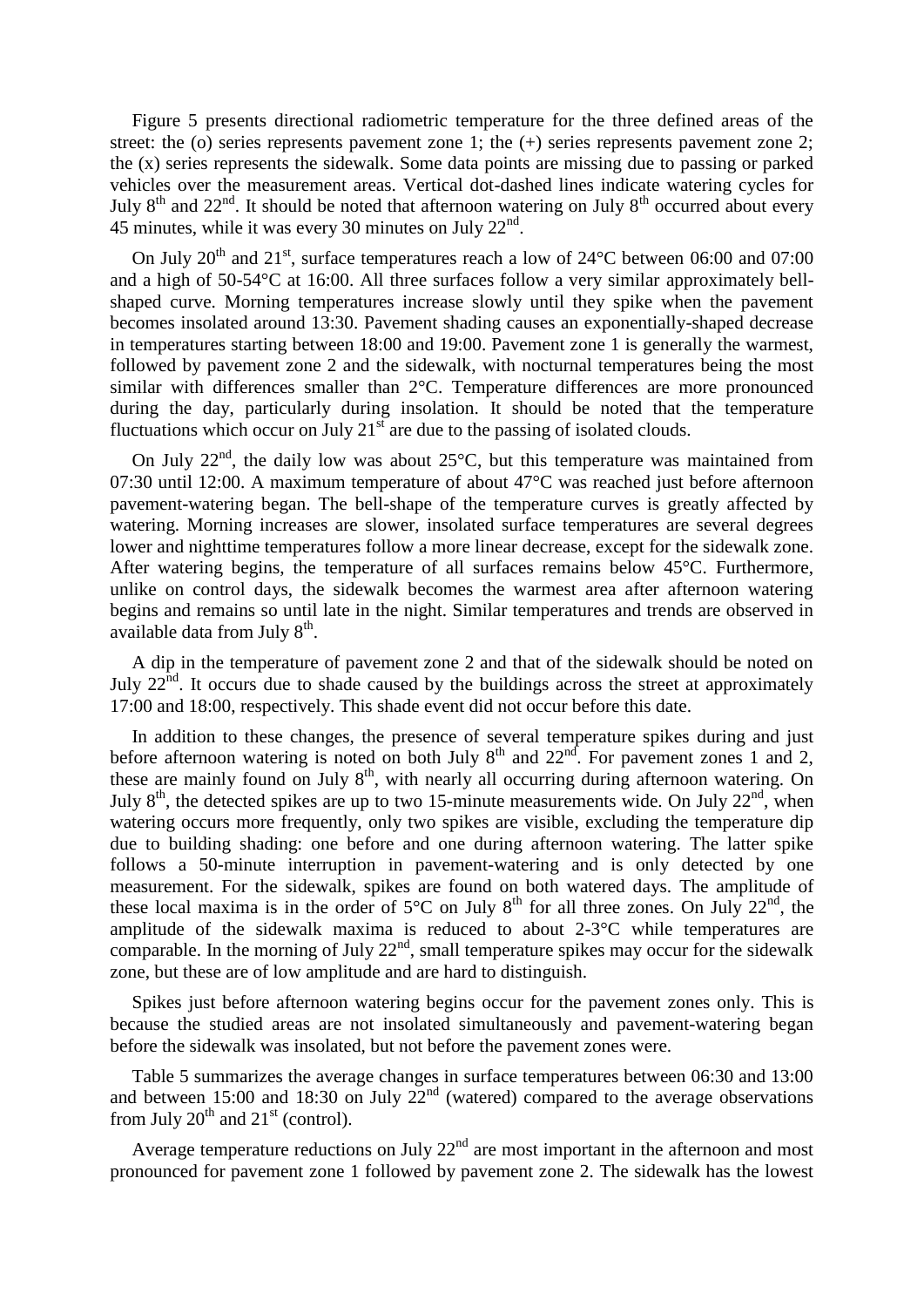Figure 5 presents directional radiometric temperature for the three defined areas of the street: the (o) series represents pavement zone 1; the (+) series represents pavement zone 2; the (x) series represents the sidewalk. Some data points are missing due to passing or parked vehicles over the measurement areas. Vertical dot-dashed lines indicate watering cycles for July 8th and 22nd. It should be noted that afternoon watering on July 8th occurred about every 45 minutes, while it was every 30 minutes on July 22nd.

On July 20th and 21st, surface temperatures reach a low of 24°C between 06:00 and 07:00 and a high of 50-54°C at 16:00. All three surfaces follow a very similar approximately bell-shaped curve. Morning temperatures increase slowly until they spike when the pavement becomes insolated around 13:30. Pavement shading causes an exponentially-shaped decrease in temperatures starting between 18:00 and 19:00. Pavement zone 1 is generally the warmest, followed by pavement zone 2 and the sidewalk, with nocturnal temperatures being the most similar with differences smaller than 2°C. Temperature differences are more pronounced during the day, particularly during insolation. It should be noted that the temperature fluctuations which occur on July 21st are due to the passing of isolated clouds.

On July 22nd, the daily low was about 25°C, but this temperature was maintained from 07:30 until 12:00. A maximum temperature of about 47°C was reached just before afternoon pavement-watering began. The bell-shape of the temperature curves is greatly affected by watering. Morning increases are slower, insolated surface temperatures are several degrees lower and nighttime temperatures follow a more linear decrease, except for the sidewalk zone. After watering begins, the temperature of all surfaces remains below 45°C. Furthermore, unlike on control days, the sidewalk becomes the warmest area after afternoon watering begins and remains so until late in the night. Similar temperatures and trends are observed in available data from July 8th.

A dip in the temperature of pavement zone 2 and that of the sidewalk should be noted on July 22nd. It occurs due to shade caused by the buildings across the street at approximately 17:00 and 18:00, respectively. This shade event did not occur before this date.

In addition to these changes, the presence of several temperature spikes during and just before afternoon watering is noted on both July 8th and 22nd. For pavement zones 1 and 2, these are mainly found on July 8th, with nearly all occurring during afternoon watering. On July 8th, the detected spikes are up to two 15-minute measurements wide. On July 22nd, when watering occurs more frequently, only two spikes are visible, excluding the temperature dip due to building shading: one before and one during afternoon watering. The latter spike follows a 50-minute interruption in pavement-watering and is only detected by one measurement. For the sidewalk, spikes are found on both watered days. The amplitude of these local maxima is in the order of 5°C on July 8th for all three zones. On July 22nd, the amplitude of the sidewalk maxima is reduced to about 2-3°C while temperatures are comparable. In the morning of July 22nd, small temperature spikes may occur for the sidewalk zone, but these are of low amplitude and are hard to distinguish.

Spikes just before afternoon watering begins occur for the pavement zones only. This is because the studied areas are not insolated simultaneously and pavement-watering began before the sidewalk was insolated, but not before the pavement zones were.

Table 5 summarizes the average changes in surface temperatures between 06:30 and 13:00 and between 15:00 and 18:30 on July 22nd (watered) compared to the average observations from July 20th and 21st (control).

Average temperature reductions on July 22nd are most important in the afternoon and most pronounced for pavement zone 1 followed by pavement zone 2. The sidewalk has the lowest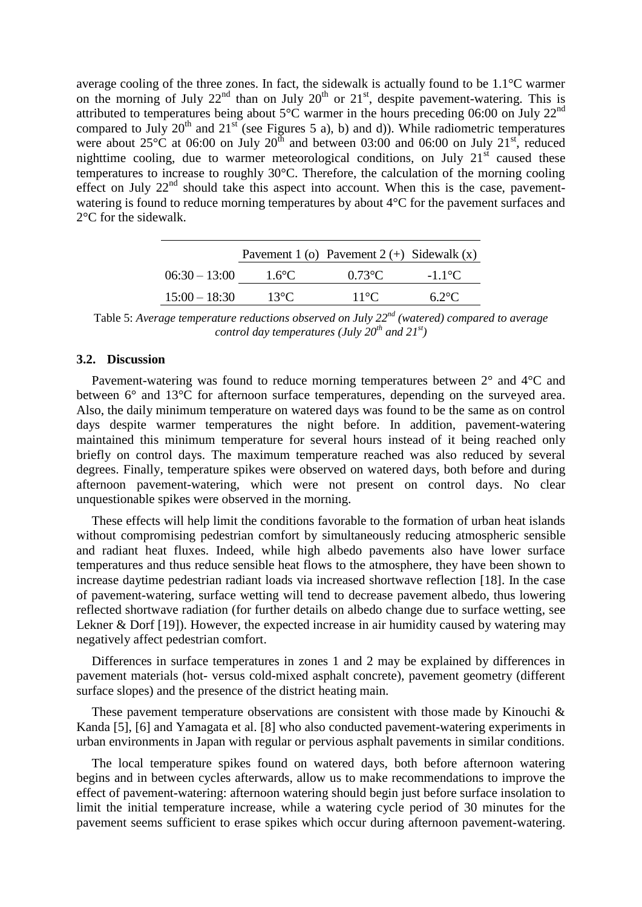average cooling of the three zones. In fact, the sidewalk is actually found to be 1.1°C warmer on the morning of July 22nd than on July 20th or 21st, despite pavement-watering. This is attributed to temperatures being about 5°C warmer in the hours preceding 06:00 on July 22nd compared to July 20th and 21st (see Figures 5 a), b) and d)). While radiometric temperatures were about 25°C at 06:00 on July 20th and between 03:00 and 06:00 on July 21st, reduced nighttime cooling, due to warmer meteorological conditions, on July 21st caused these temperatures to increase to roughly 30°C. Therefore, the calculation of the morning cooling effect on July 22nd should take this aspect into account. When this is the case, pavement-watering is found to reduce morning temperatures by about 4°C for the pavement surfaces and 2°C for the sidewalk.

| | Pavement 1 (o) | Pavement 2 (+) | Sidewalk (x) |
|---|---|---|---|
| 06:30 – 13:00 | 1.6°C | 0.73°C | -1.1°C |
| 15:00 – 18:30 | 13°C | 11°C | 6.2°C |

Table 5: *Average temperature reductions observed on July 22nd (watered) compared to average control day temperatures (July 20th and 21st)*

### 3.2. Discussion

Pavement-watering was found to reduce morning temperatures between 2° and 4°C and between 6° and 13°C for afternoon surface temperatures, depending on the surveyed area. Also, the daily minimum temperature on watered days was found to be the same as on control days despite warmer temperatures the night before. In addition, pavement-watering maintained this minimum temperature for several hours instead of it being reached only briefly on control days. The maximum temperature reached was also reduced by several degrees. Finally, temperature spikes were observed on watered days, both before and during afternoon pavement-watering, which were not present on control days. No clear unquestionable spikes were observed in the morning.

These effects will help limit the conditions favorable to the formation of urban heat islands without compromising pedestrian comfort by simultaneously reducing atmospheric sensible and radiant heat fluxes. Indeed, while high albedo pavements also have lower surface temperatures and thus reduce sensible heat flows to the atmosphere, they have been shown to increase daytime pedestrian radiant loads via increased shortwave reflection [18]. In the case of pavement-watering, surface wetting will tend to decrease pavement albedo, thus lowering reflected shortwave radiation (for further details on albedo change due to surface wetting, see Lekner & Dorf [19]). However, the expected increase in air humidity caused by watering may negatively affect pedestrian comfort.

Differences in surface temperatures in zones 1 and 2 may be explained by differences in pavement materials (hot- versus cold-mixed asphalt concrete), pavement geometry (different surface slopes) and the presence of the district heating main.

These pavement temperature observations are consistent with those made by Kinouchi & Kanda [5], [6] and Yamagata et al. [8] who also conducted pavement-watering experiments in urban environments in Japan with regular or pervious asphalt pavements in similar conditions.

The local temperature spikes found on watered days, both before afternoon watering begins and in between cycles afterwards, allow us to make recommendations to improve the effect of pavement-watering: afternoon watering should begin just before surface insolation to limit the initial temperature increase, while a watering cycle period of 30 minutes for the pavement seems sufficient to erase spikes which occur during afternoon pavement-watering.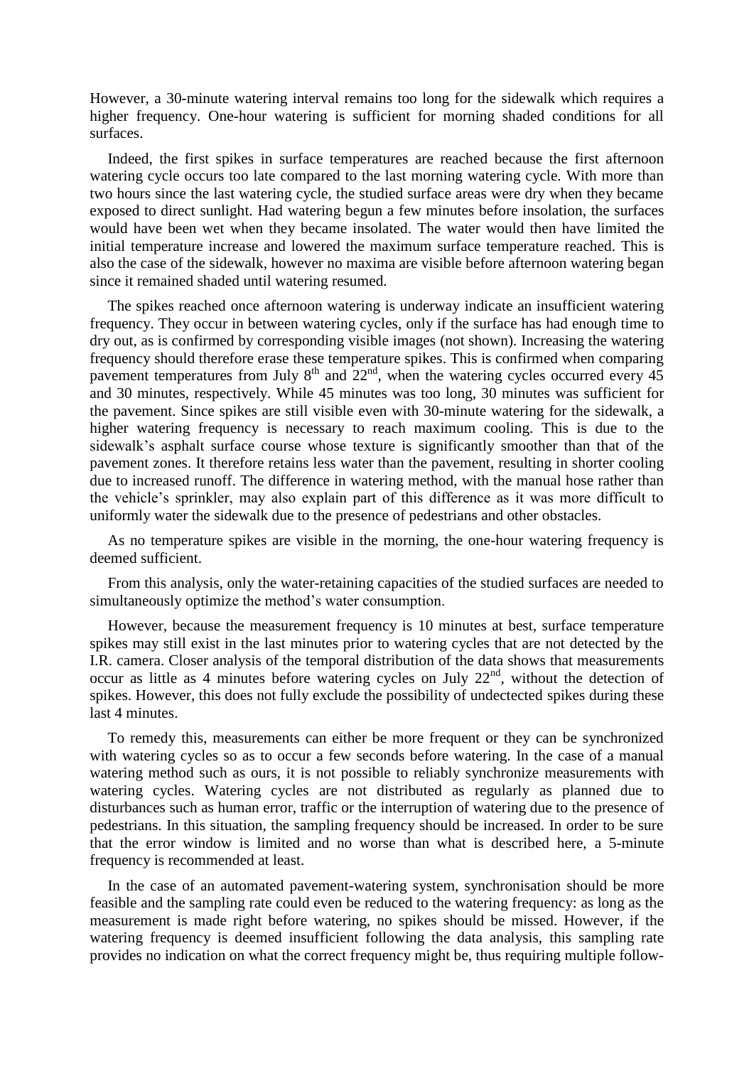However, a 30-minute watering interval remains too long for the sidewalk which requires a higher frequency. One-hour watering is sufficient for morning shaded conditions for all surfaces.

Indeed, the first spikes in surface temperatures are reached because the first afternoon watering cycle occurs too late compared to the last morning watering cycle. With more than two hours since the last watering cycle, the studied surface areas were dry when they became exposed to direct sunlight. Had watering begun a few minutes before insolation, the surfaces would have been wet when they became insolated. The water would then have limited the initial temperature increase and lowered the maximum surface temperature reached. This is also the case of the sidewalk, however no maxima are visible before afternoon watering began since it remained shaded until watering resumed.

The spikes reached once afternoon watering is underway indicate an insufficient watering frequency. They occur in between watering cycles, only if the surface has had enough time to dry out, as is confirmed by corresponding visible images (not shown). Increasing the watering frequency should therefore erase these temperature spikes. This is confirmed when comparing pavement temperatures from July 8th and 22nd, when the watering cycles occurred every 45 and 30 minutes, respectively. While 45 minutes was too long, 30 minutes was sufficient for the pavement. Since spikes are still visible even with 30-minute watering for the sidewalk, a higher watering frequency is necessary to reach maximum cooling. This is due to the sidewalk's asphalt surface course whose texture is significantly smoother than that of the pavement zones. It therefore retains less water than the pavement, resulting in shorter cooling due to increased runoff. The difference in watering method, with the manual hose rather than the vehicle's sprinkler, may also explain part of this difference as it was more difficult to uniformly water the sidewalk due to the presence of pedestrians and other obstacles.

As no temperature spikes are visible in the morning, the one-hour watering frequency is deemed sufficient.

From this analysis, only the water-retaining capacities of the studied surfaces are needed to simultaneously optimize the method's water consumption.

However, because the measurement frequency is 10 minutes at best, surface temperature spikes may still exist in the last minutes prior to watering cycles that are not detected by the I.R. camera. Closer analysis of the temporal distribution of the data shows that measurements occur as little as 4 minutes before watering cycles on July 22nd, without the detection of spikes. However, this does not fully exclude the possibility of undectected spikes during these last 4 minutes.

To remedy this, measurements can either be more frequent or they can be synchronized with watering cycles so as to occur a few seconds before watering. In the case of a manual watering method such as ours, it is not possible to reliably synchronize measurements with watering cycles. Watering cycles are not distributed as regularly as planned due to disturbances such as human error, traffic or the interruption of watering due to the presence of pedestrians. In this situation, the sampling frequency should be increased. In order to be sure that the error window is limited and no worse than what is described here, a 5-minute frequency is recommended at least.

In the case of an automated pavement-watering system, synchronisation should be more feasible and the sampling rate could even be reduced to the watering frequency: as long as the measurement is made right before watering, no spikes should be missed. However, if the watering frequency is deemed insufficient following the data analysis, this sampling rate provides no indication on what the correct frequency might be, thus requiring multiple follow-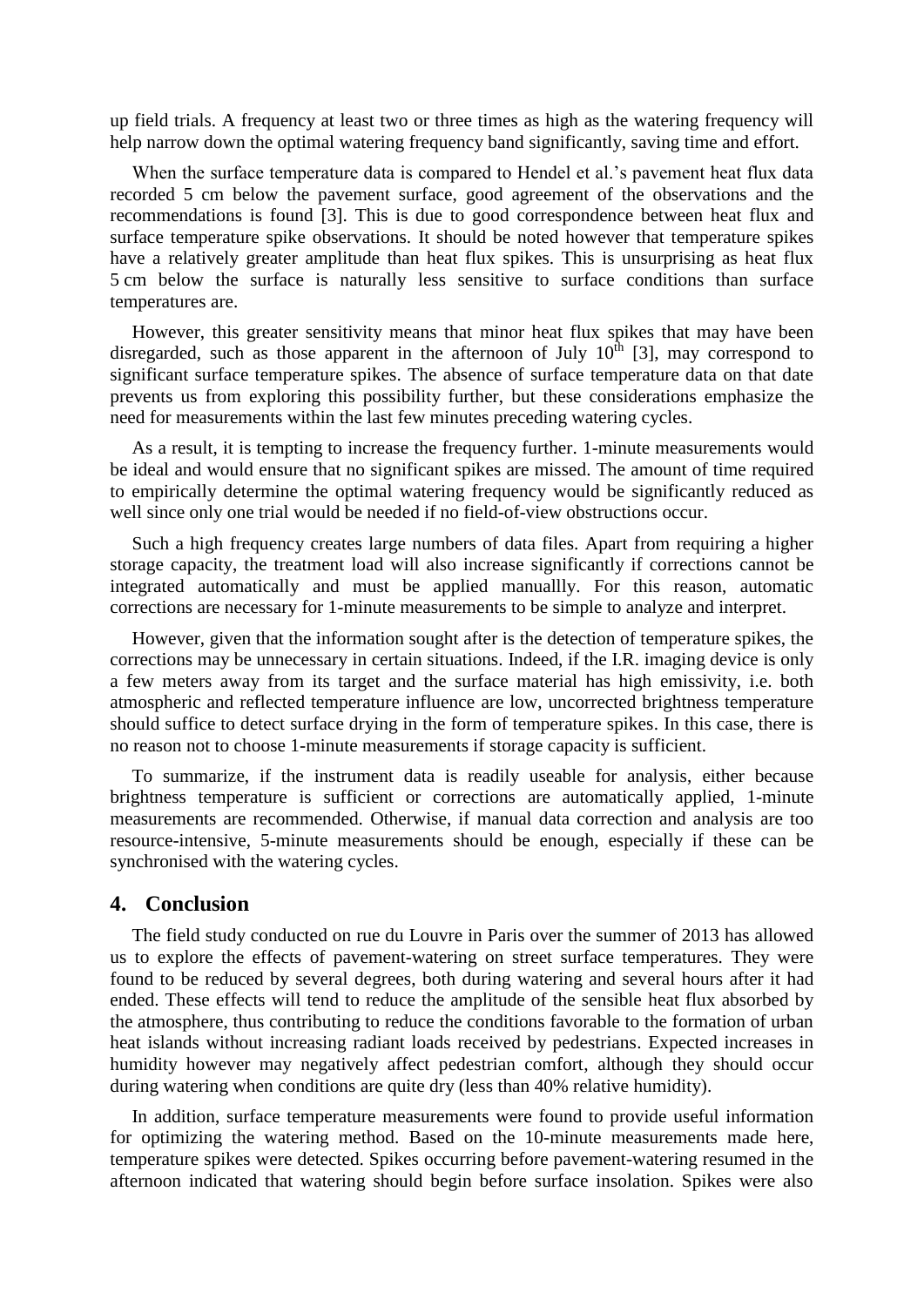up field trials. A frequency at least two or three times as high as the watering frequency will help narrow down the optimal watering frequency band significantly, saving time and effort.

When the surface temperature data is compared to Hendel et al.'s pavement heat flux data recorded 5 cm below the pavement surface, good agreement of the observations and the recommendations is found [3]. This is due to good correspondence between heat flux and surface temperature spike observations. It should be noted however that temperature spikes have a relatively greater amplitude than heat flux spikes. This is unsurprising as heat flux 5 cm below the surface is naturally less sensitive to surface conditions than surface temperatures are.

However, this greater sensitivity means that minor heat flux spikes that may have been disregarded, such as those apparent in the afternoon of July 10$^{th}$ [3], may correspond to significant surface temperature spikes. The absence of surface temperature data on that date prevents us from exploring this possibility further, but these considerations emphasize the need for measurements within the last few minutes preceding watering cycles.

As a result, it is tempting to increase the frequency further. 1-minute measurements would be ideal and would ensure that no significant spikes are missed. The amount of time required to empirically determine the optimal watering frequency would be significantly reduced as well since only one trial would be needed if no field-of-view obstructions occur.

Such a high frequency creates large numbers of data files. Apart from requiring a higher storage capacity, the treatment load will also increase significantly if corrections cannot be integrated automatically and must be applied manuallly. For this reason, automatic corrections are necessary for 1-minute measurements to be simple to analyze and interpret.

However, given that the information sought after is the detection of temperature spikes, the corrections may be unnecessary in certain situations. Indeed, if the I.R. imaging device is only a few meters away from its target and the surface material has high emissivity, i.e. both atmospheric and reflected temperature influence are low, uncorrected brightness temperature should suffice to detect surface drying in the form of temperature spikes. In this case, there is no reason not to choose 1-minute measurements if storage capacity is sufficient.

To summarize, if the instrument data is readily useable for analysis, either because brightness temperature is sufficient or corrections are automatically applied, 1-minute measurements are recommended. Otherwise, if manual data correction and analysis are too resource-intensive, 5-minute measurements should be enough, especially if these can be synchronised with the watering cycles.

## 4. Conclusion

The field study conducted on rue du Louvre in Paris over the summer of 2013 has allowed us to explore the effects of pavement-watering on street surface temperatures. They were found to be reduced by several degrees, both during watering and several hours after it had ended. These effects will tend to reduce the amplitude of the sensible heat flux absorbed by the atmosphere, thus contributing to reduce the conditions favorable to the formation of urban heat islands without increasing radiant loads received by pedestrians. Expected increases in humidity however may negatively affect pedestrian comfort, although they should occur during watering when conditions are quite dry (less than 40% relative humidity).

In addition, surface temperature measurements were found to provide useful information for optimizing the watering method. Based on the 10-minute measurements made here, temperature spikes were detected. Spikes occurring before pavement-watering resumed in the afternoon indicated that watering should begin before surface insolation. Spikes were also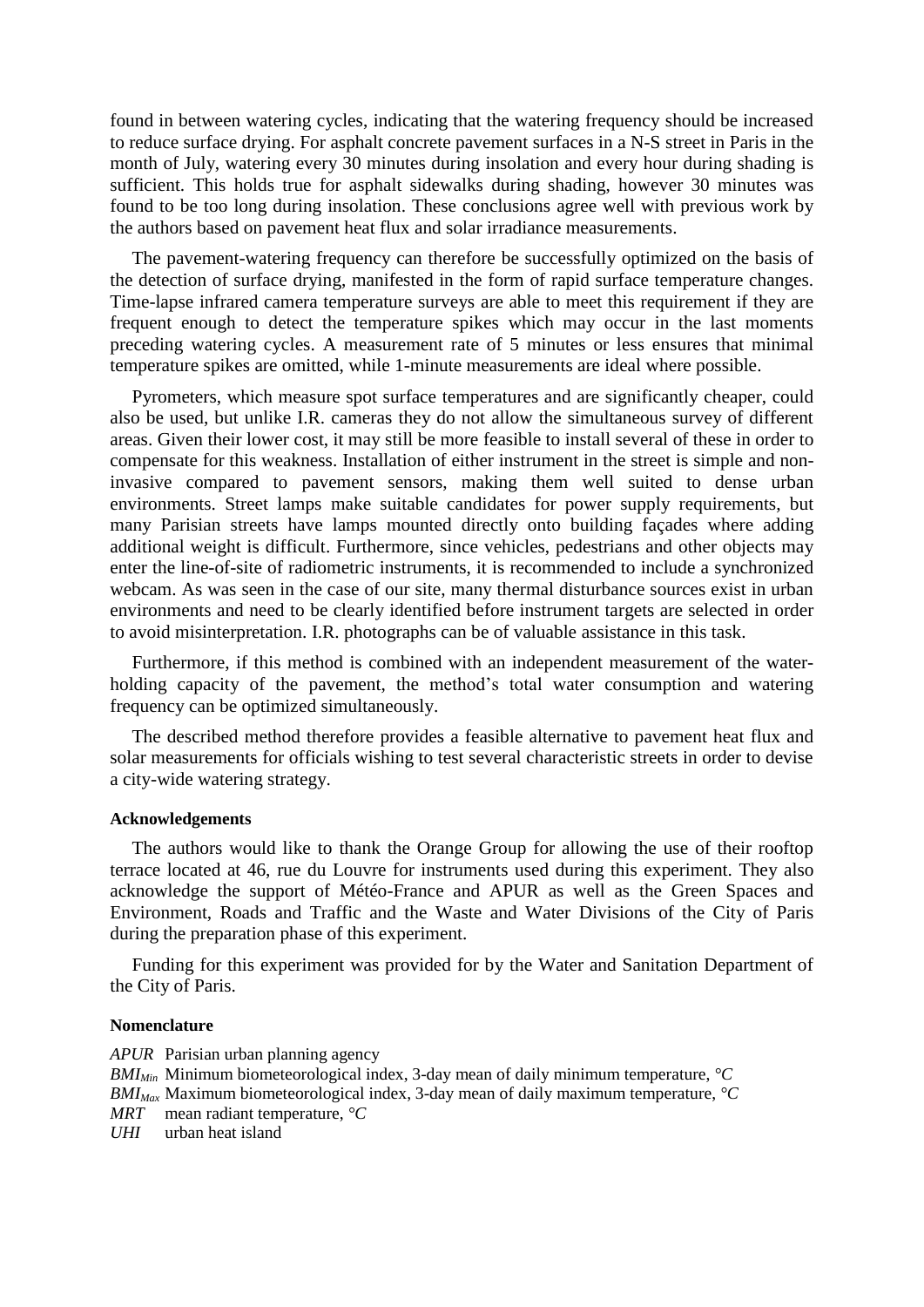found in between watering cycles, indicating that the watering frequency should be increased to reduce surface drying. For asphalt concrete pavement surfaces in a N-S street in Paris in the month of July, watering every 30 minutes during insolation and every hour during shading is sufficient. This holds true for asphalt sidewalks during shading, however 30 minutes was found to be too long during insolation. These conclusions agree well with previous work by the authors based on pavement heat flux and solar irradiance measurements.

The pavement-watering frequency can therefore be successfully optimized on the basis of the detection of surface drying, manifested in the form of rapid surface temperature changes. Time-lapse infrared camera temperature surveys are able to meet this requirement if they are frequent enough to detect the temperature spikes which may occur in the last moments preceding watering cycles. A measurement rate of 5 minutes or less ensures that minimal temperature spikes are omitted, while 1-minute measurements are ideal where possible.

Pyrometers, which measure spot surface temperatures and are significantly cheaper, could also be used, but unlike I.R. cameras they do not allow the simultaneous survey of different areas. Given their lower cost, it may still be more feasible to install several of these in order to compensate for this weakness. Installation of either instrument in the street is simple and non-invasive compared to pavement sensors, making them well suited to dense urban environments. Street lamps make suitable candidates for power supply requirements, but many Parisian streets have lamps mounted directly onto building façades where adding additional weight is difficult. Furthermore, since vehicles, pedestrians and other objects may enter the line-of-site of radiometric instruments, it is recommended to include a synchronized webcam. As was seen in the case of our site, many thermal disturbance sources exist in urban environments and need to be clearly identified before instrument targets are selected in order to avoid misinterpretation. I.R. photographs can be of valuable assistance in this task.

Furthermore, if this method is combined with an independent measurement of the water-holding capacity of the pavement, the method's total water consumption and watering frequency can be optimized simultaneously.

The described method therefore provides a feasible alternative to pavement heat flux and solar measurements for officials wishing to test several characteristic streets in order to devise a city-wide watering strategy.

**Acknowledgements**

The authors would like to thank the Orange Group for allowing the use of their rooftop terrace located at 46, rue du Louvre for instruments used during this experiment. They also acknowledge the support of Météo-France and APUR as well as the Green Spaces and Environment, Roads and Traffic and the Waste and Water Divisions of the City of Paris during the preparation phase of this experiment.

Funding for this experiment was provided for by the Water and Sanitation Department of the City of Paris.

**Nomenclature**

*APUR* Parisian urban planning agency
$BMI_{Min}$ Minimum biometeorological index, 3-day mean of daily minimum temperature, *°C*
$BMI_{Max}$ Maximum biometeorological index, 3-day mean of daily maximum temperature, *°C*
*MRT* mean radiant temperature, *°C*
*UHI* urban heat island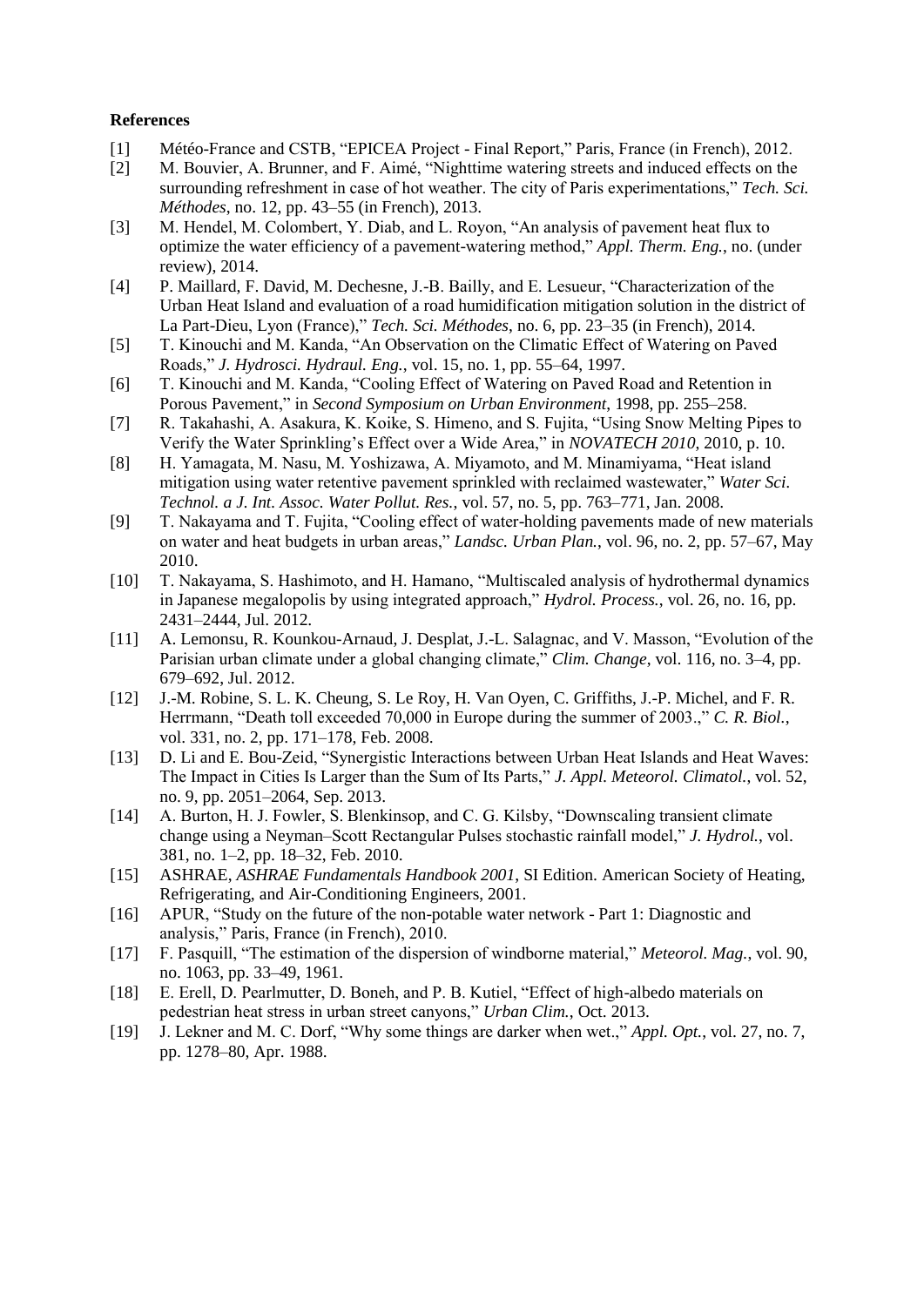**References**

[1] Météo-France and CSTB, "EPICEA Project - Final Report," Paris, France (in French), 2012.

[2] M. Bouvier, A. Brunner, and F. Aimé, "Nighttime watering streets and induced effects on the surrounding refreshment in case of hot weather. The city of Paris experimentations," *Tech. Sci. Méthodes*, no. 12, pp. 43–55 (in French), 2013.

[3] M. Hendel, M. Colombert, Y. Diab, and L. Royon, "An analysis of pavement heat flux to optimize the water efficiency of a pavement-watering method," *Appl. Therm. Eng.*, no. (under review), 2014.

[4] P. Maillard, F. David, M. Dechesne, J.-B. Bailly, and E. Lesueur, "Characterization of the Urban Heat Island and evaluation of a road humidification mitigation solution in the district of La Part-Dieu, Lyon (France)," *Tech. Sci. Méthodes*, no. 6, pp. 23–35 (in French), 2014.

[5] T. Kinouchi and M. Kanda, "An Observation on the Climatic Effect of Watering on Paved Roads," *J. Hydrosci. Hydraul. Eng.*, vol. 15, no. 1, pp. 55–64, 1997.

[6] T. Kinouchi and M. Kanda, "Cooling Effect of Watering on Paved Road and Retention in Porous Pavement," in *Second Symposium on Urban Environment*, 1998, pp. 255–258.

[7] R. Takahashi, A. Asakura, K. Koike, S. Himeno, and S. Fujita, "Using Snow Melting Pipes to Verify the Water Sprinkling's Effect over a Wide Area," in *NOVATECH 2010*, 2010, p. 10.

[8] H. Yamagata, M. Nasu, M. Yoshizawa, A. Miyamoto, and M. Minamiyama, "Heat island mitigation using water retentive pavement sprinkled with reclaimed wastewater," *Water Sci. Technol. a J. Int. Assoc. Water Pollut. Res.*, vol. 57, no. 5, pp. 763–771, Jan. 2008.

[9] T. Nakayama and T. Fujita, "Cooling effect of water-holding pavements made of new materials on water and heat budgets in urban areas," *Landsc. Urban Plan.*, vol. 96, no. 2, pp. 57–67, May 2010.

[10] T. Nakayama, S. Hashimoto, and H. Hamano, "Multiscaled analysis of hydrothermal dynamics in Japanese megalopolis by using integrated approach," *Hydrol. Process.*, vol. 26, no. 16, pp. 2431–2444, Jul. 2012.

[11] A. Lemonsu, R. Kounkou-Arnaud, J. Desplat, J.-L. Salagnac, and V. Masson, "Evolution of the Parisian urban climate under a global changing climate," *Clim. Change*, vol. 116, no. 3–4, pp. 679–692, Jul. 2012.

[12] J.-M. Robine, S. L. K. Cheung, S. Le Roy, H. Van Oyen, C. Griffiths, J.-P. Michel, and F. R. Herrmann, "Death toll exceeded 70,000 in Europe during the summer of 2003.," *C. R. Biol.*, vol. 331, no. 2, pp. 171–178, Feb. 2008.

[13] D. Li and E. Bou-Zeid, "Synergistic Interactions between Urban Heat Islands and Heat Waves: The Impact in Cities Is Larger than the Sum of Its Parts," *J. Appl. Meteorol. Climatol.*, vol. 52, no. 9, pp. 2051–2064, Sep. 2013.

[14] A. Burton, H. J. Fowler, S. Blenkinsop, and C. G. Kilsby, "Downscaling transient climate change using a Neyman–Scott Rectangular Pulses stochastic rainfall model," *J. Hydrol.*, vol. 381, no. 1–2, pp. 18–32, Feb. 2010.

[15] ASHRAE, *ASHRAE Fundamentals Handbook 2001*, SI Edition. American Society of Heating, Refrigerating, and Air-Conditioning Engineers, 2001.

[16] APUR, "Study on the future of the non-potable water network - Part 1: Diagnostic and analysis," Paris, France (in French), 2010.

[17] F. Pasquill, "The estimation of the dispersion of windborne material," *Meteorol. Mag.*, vol. 90, no. 1063, pp. 33–49, 1961.

[18] E. Erell, D. Pearlmutter, D. Boneh, and P. B. Kutiel, "Effect of high-albedo materials on pedestrian heat stress in urban street canyons," *Urban Clim.*, Oct. 2013.

[19] J. Lekner and M. C. Dorf, "Why some things are darker when wet.," *Appl. Opt.*, vol. 27, no. 7, pp. 1278–80, Apr. 1988.